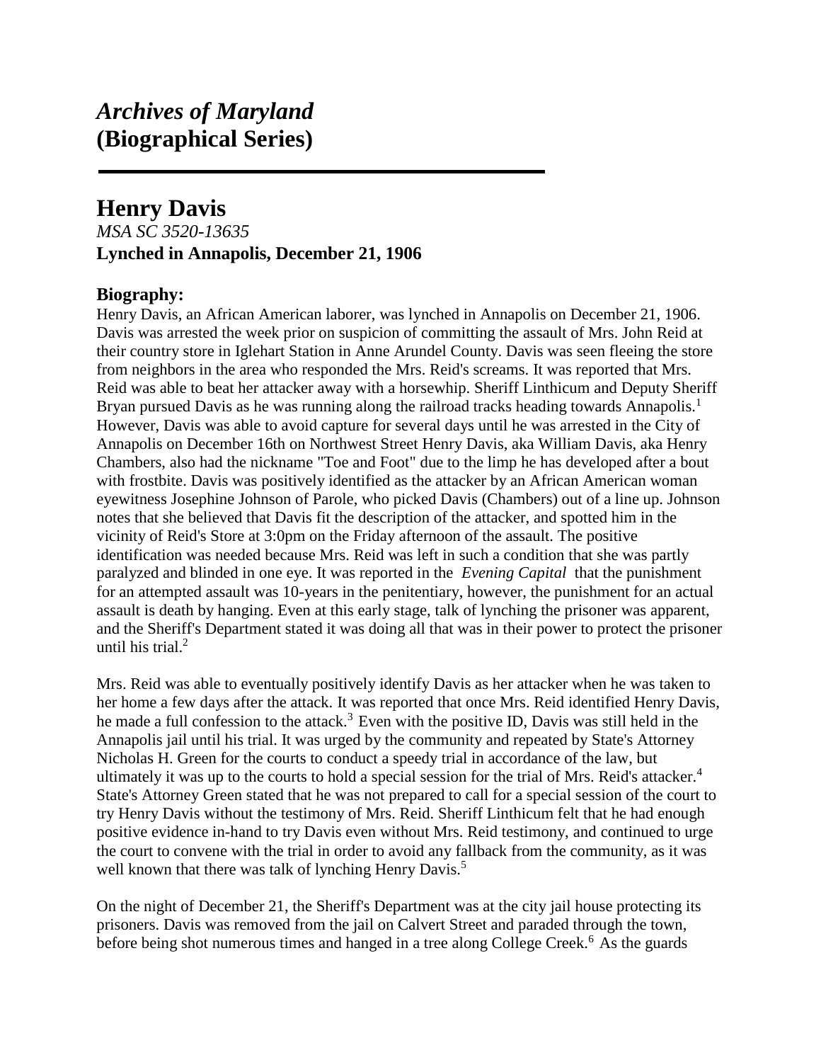# *Archives of Maryland* (Biographical Series)

---

## Henry Davis

*MSA SC 3520-13635*

**Lynched in Annapolis, December 21, 1906**

### Biography:

Henry Davis, an African American laborer, was lynched in Annapolis on December 21, 1906. Davis was arrested the week prior on suspicion of committing the assault of Mrs. John Reid at their country store in Iglehart Station in Anne Arundel County. Davis was seen fleeing the store from neighbors in the area who responded the Mrs. Reid's screams. It was reported that Mrs. Reid was able to beat her attacker away with a horsewhip. Sheriff Linthicum and Deputy Sheriff Bryan pursued Davis as he was running along the railroad tracks heading towards Annapolis.[1] However, Davis was able to avoid capture for several days until he was arrested in the City of Annapolis on December 16th on Northwest Street Henry Davis, aka William Davis, aka Henry Chambers, also had the nickname "Toe and Foot" due to the limp he has developed after a bout with frostbite. Davis was positively identified as the attacker by an African American woman eyewitness Josephine Johnson of Parole, who picked Davis (Chambers) out of a line up. Johnson notes that she believed that Davis fit the description of the attacker, and spotted him in the vicinity of Reid's Store at 3:0pm on the Friday afternoon of the assault. The positive identification was needed because Mrs. Reid was left in such a condition that she was partly paralyzed and blinded in one eye. It was reported in the *Evening Capital* that the punishment for an attempted assault was 10-years in the penitentiary, however, the punishment for an actual assault is death by hanging. Even at this early stage, talk of lynching the prisoner was apparent, and the Sheriff's Department stated it was doing all that was in their power to protect the prisoner until his trial.[2]

Mrs. Reid was able to eventually positively identify Davis as her attacker when he was taken to her home a few days after the attack. It was reported that once Mrs. Reid identified Henry Davis, he made a full confession to the attack.[3] Even with the positive ID, Davis was still held in the Annapolis jail until his trial. It was urged by the community and repeated by State's Attorney Nicholas H. Green for the courts to conduct a speedy trial in accordance of the law, but ultimately it was up to the courts to hold a special session for the trial of Mrs. Reid's attacker.[4] State's Attorney Green stated that he was not prepared to call for a special session of the court to try Henry Davis without the testimony of Mrs. Reid. Sheriff Linthicum felt that he had enough positive evidence in-hand to try Davis even without Mrs. Reid testimony, and continued to urge the court to convene with the trial in order to avoid any fallback from the community, as it was well known that there was talk of lynching Henry Davis.[5]

On the night of December 21, the Sheriff's Department was at the city jail house protecting its prisoners. Davis was removed from the jail on Calvert Street and paraded through the town, before being shot numerous times and hanged in a tree along College Creek.[6] As the guards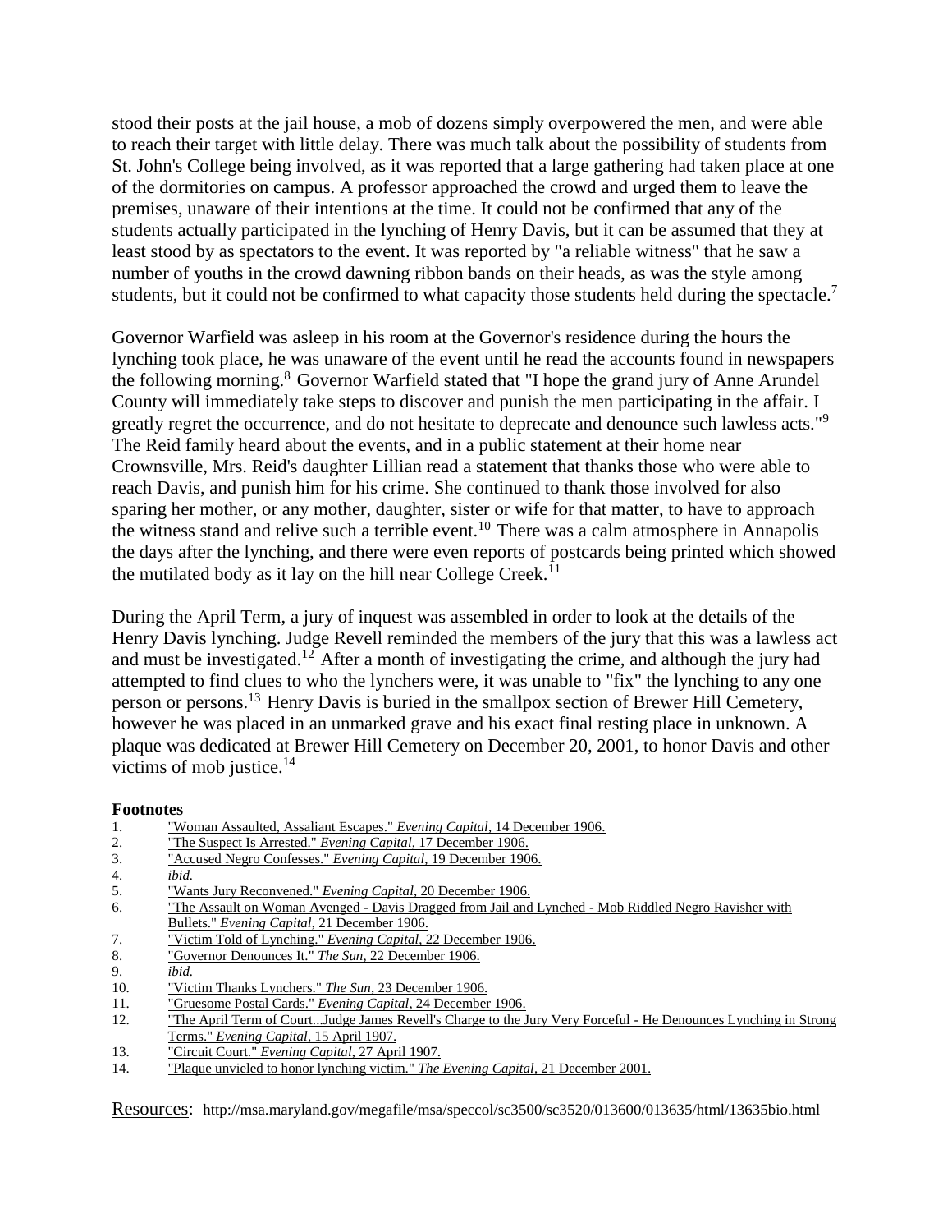stood their posts at the jail house, a mob of dozens simply overpowered the men, and were able to reach their target with little delay. There was much talk about the possibility of students from St. John's College being involved, as it was reported that a large gathering had taken place at one of the dormitories on campus. A professor approached the crowd and urged them to leave the premises, unaware of their intentions at the time. It could not be confirmed that any of the students actually participated in the lynching of Henry Davis, but it can be assumed that they at least stood by as spectators to the event. It was reported by "a reliable witness" that he saw a number of youths in the crowd dawning ribbon bands on their heads, as was the style among students, but it could not be confirmed to what capacity those students held during the spectacle.[7]

Governor Warfield was asleep in his room at the Governor's residence during the hours the lynching took place, he was unaware of the event until he read the accounts found in newspapers the following morning.[8] Governor Warfield stated that "I hope the grand jury of Anne Arundel County will immediately take steps to discover and punish the men participating in the affair. I greatly regret the occurrence, and do not hesitate to deprecate and denounce such lawless acts."[9] The Reid family heard about the events, and in a public statement at their home near Crownsville, Mrs. Reid's daughter Lillian read a statement that thanks those who were able to reach Davis, and punish him for his crime. She continued to thank those involved for also sparing her mother, or any mother, daughter, sister or wife for that matter, to have to approach the witness stand and relive such a terrible event.[10] There was a calm atmosphere in Annapolis the days after the lynching, and there were even reports of postcards being printed which showed the mutilated body as it lay on the hill near College Creek.[11]

During the April Term, a jury of inquest was assembled in order to look at the details of the Henry Davis lynching. Judge Revell reminded the members of the jury that this was a lawless act and must be investigated.[12] After a month of investigating the crime, and although the jury had attempted to find clues to who the lynchers were, it was unable to "fix" the lynching to any one person or persons.[13] Henry Davis is buried in the smallpox section of Brewer Hill Cemetery, however he was placed in an unmarked grave and his exact final resting place in unknown. A plaque was dedicated at Brewer Hill Cemetery on December 20, 2001, to honor Davis and other victims of mob justice.[14]

**Footnotes**

1. "Woman Assaulted, Assaliant Escapes." *Evening Capital*, 14 December 1906.
2. "The Suspect Is Arrested." *Evening Capital*, 17 December 1906.
3. "Accused Negro Confesses." *Evening Capital*, 19 December 1906.
4. *ibid.*
5. "Wants Jury Reconvened." *Evening Capital*, 20 December 1906.
6. "The Assault on Woman Avenged - Davis Dragged from Jail and Lynched - Mob Riddled Negro Ravisher with Bullets." *Evening Capital*, 21 December 1906.
7. "Victim Told of Lynching." *Evening Capital*, 22 December 1906.
8. "Governor Denounces It." *The Sun*, 22 December 1906.
9. *ibid.*
10. "Victim Thanks Lynchers." *The Sun*, 23 December 1906.
11. "Gruesome Postal Cards." *Evening Capital*, 24 December 1906.
12. "The April Term of Court...Judge James Revell's Charge to the Jury Very Forceful - He Denounces Lynching in Strong Terms." *Evening Capital*, 15 April 1907.
13. "Circuit Court." *Evening Capital*, 27 April 1907.
14. "Plaque unvieled to honor lynching victim." *The Evening Capital*, 21 December 2001.

Resources: http://msa.maryland.gov/megafile/msa/speccol/sc3500/sc3520/013600/013635/html/13635bio.html